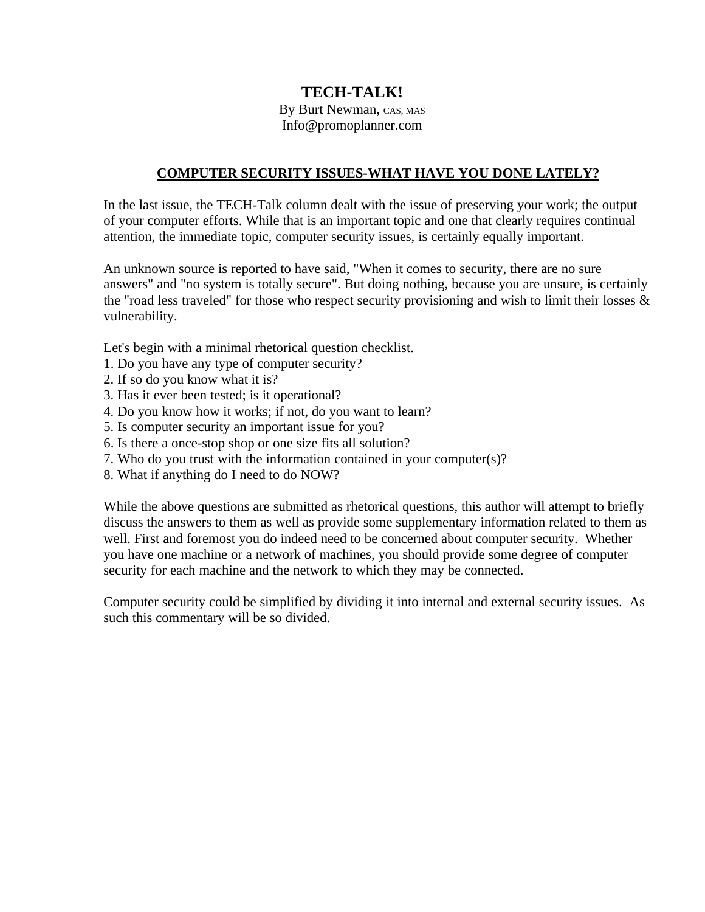# TECH-TALK!

By Burt Newman, CAS, MAS
Info@promoplanner.com

## COMPUTER SECURITY ISSUES-WHAT HAVE YOU DONE LATELY?

In the last issue, the TECH-Talk column dealt with the issue of preserving your work; the output of your computer efforts. While that is an important topic and one that clearly requires continual attention, the immediate topic, computer security issues, is certainly equally important.

An unknown source is reported to have said, "When it comes to security, there are no sure answers" and "no system is totally secure". But doing nothing, because you are unsure, is certainly the "road less traveled" for those who respect security provisioning and wish to limit their losses & vulnerability.

Let's begin with a minimal rhetorical question checklist.

1. Do you have any type of computer security?
2. If so do you know what it is?
3. Has it ever been tested; is it operational?
4. Do you know how it works; if not, do you want to learn?
5. Is computer security an important issue for you?
6. Is there a once-stop shop or one size fits all solution?
7. Who do you trust with the information contained in your computer(s)?
8. What if anything do I need to do NOW?

While the above questions are submitted as rhetorical questions, this author will attempt to briefly discuss the answers to them as well as provide some supplementary information related to them as well. First and foremost you do indeed need to be concerned about computer security. Whether you have one machine or a network of machines, you should provide some degree of computer security for each machine and the network to which they may be connected.

Computer security could be simplified by dividing it into internal and external security issues. As such this commentary will be so divided.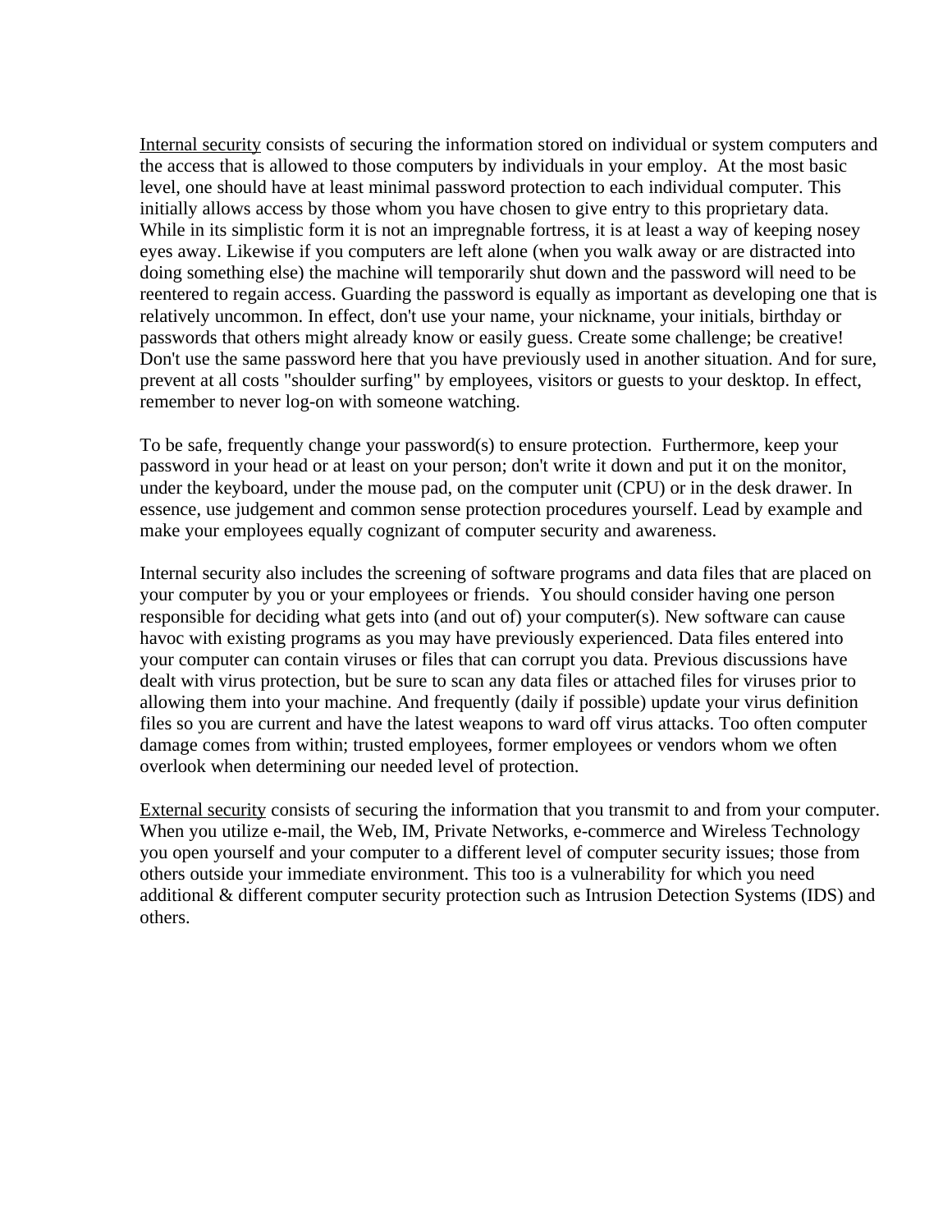<u>Internal security</u> consists of securing the information stored on individual or system computers and the access that is allowed to those computers by individuals in your employ. At the most basic level, one should have at least minimal password protection to each individual computer. This initially allows access by those whom you have chosen to give entry to this proprietary data. While in its simplistic form it is not an impregnable fortress, it is at least a way of keeping nosey eyes away. Likewise if you computers are left alone (when you walk away or are distracted into doing something else) the machine will temporarily shut down and the password will need to be reentered to regain access. Guarding the password is equally as important as developing one that is relatively uncommon. In effect, don't use your name, your nickname, your initials, birthday or passwords that others might already know or easily guess. Create some challenge; be creative! Don't use the same password here that you have previously used in another situation. And for sure, prevent at all costs "shoulder surfing" by employees, visitors or guests to your desktop. In effect, remember to never log-on with someone watching.

To be safe, frequently change your password(s) to ensure protection. Furthermore, keep your password in your head or at least on your person; don't write it down and put it on the monitor, under the keyboard, under the mouse pad, on the computer unit (CPU) or in the desk drawer. In essence, use judgement and common sense protection procedures yourself. Lead by example and make your employees equally cognizant of computer security and awareness.

Internal security also includes the screening of software programs and data files that are placed on your computer by you or your employees or friends. You should consider having one person responsible for deciding what gets into (and out of) your computer(s). New software can cause havoc with existing programs as you may have previously experienced. Data files entered into your computer can contain viruses or files that can corrupt you data. Previous discussions have dealt with virus protection, but be sure to scan any data files or attached files for viruses prior to allowing them into your machine. And frequently (daily if possible) update your virus definition files so you are current and have the latest weapons to ward off virus attacks. Too often computer damage comes from within; trusted employees, former employees or vendors whom we often overlook when determining our needed level of protection.

<u>External security</u> consists of securing the information that you transmit to and from your computer. When you utilize e-mail, the Web, IM, Private Networks, e-commerce and Wireless Technology you open yourself and your computer to a different level of computer security issues; those from others outside your immediate environment. This too is a vulnerability for which you need additional & different computer security protection such as Intrusion Detection Systems (IDS) and others.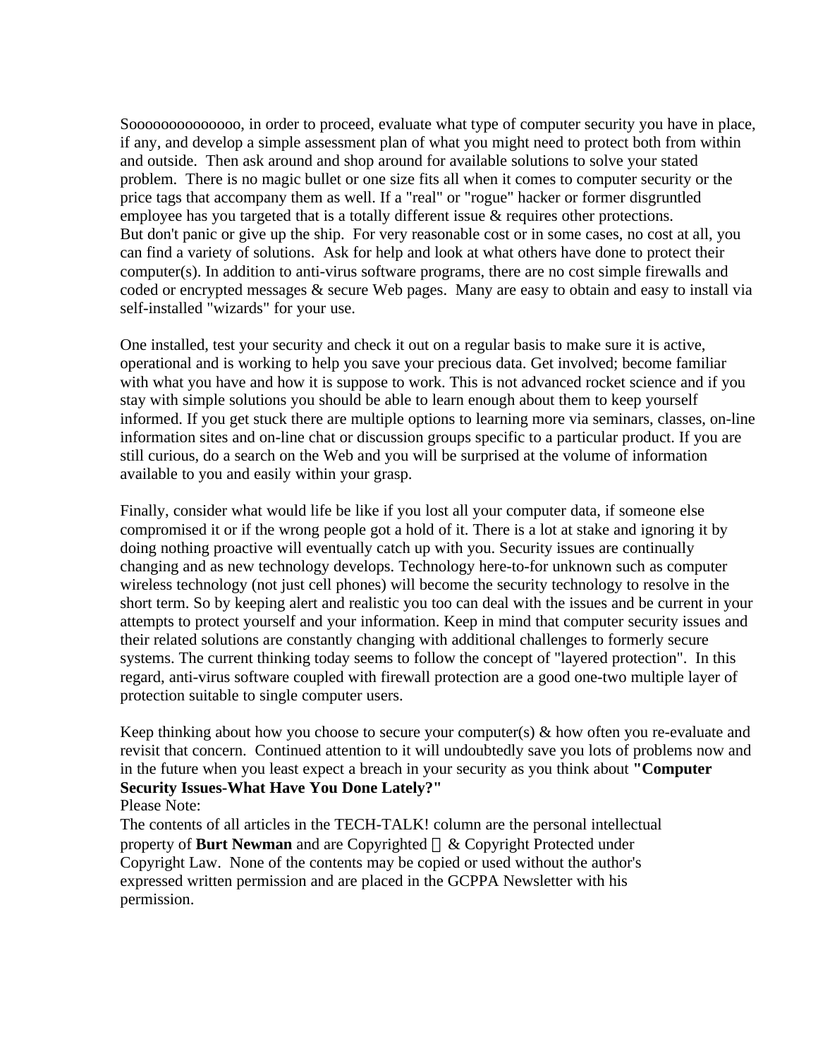Soooooooooooooo, in order to proceed, evaluate what type of computer security you have in place, if any, and develop a simple assessment plan of what you might need to protect both from within and outside.  Then ask around and shop around for available solutions to solve your stated problem.  There is no magic bullet or one size fits all when it comes to computer security or the price tags that accompany them as well. If a "real" or "rogue" hacker or former disgruntled employee has you targeted that is a totally different issue & requires other protections.
But don't panic or give up the ship.  For very reasonable cost or in some cases, no cost at all, you can find a variety of solutions.  Ask for help and look at what others have done to protect their computer(s). In addition to anti-virus software programs, there are no cost simple firewalls and coded or encrypted messages & secure Web pages.  Many are easy to obtain and easy to install via self-installed "wizards" for your use.

One installed, test your security and check it out on a regular basis to make sure it is active, operational and is working to help you save your precious data. Get involved; become familiar with what you have and how it is suppose to work. This is not advanced rocket science and if you stay with simple solutions you should be able to learn enough about them to keep yourself informed. If you get stuck there are multiple options to learning more via seminars, classes, on-line information sites and on-line chat or discussion groups specific to a particular product. If you are still curious, do a search on the Web and you will be surprised at the volume of information available to you and easily within your grasp.

Finally, consider what would life be like if you lost all your computer data, if someone else compromised it or if the wrong people got a hold of it. There is a lot at stake and ignoring it by doing nothing proactive will eventually catch up with you. Security issues are continually changing and as new technology develops. Technology here-to-for unknown such as computer wireless technology (not just cell phones) will become the security technology to resolve in the short term. So by keeping alert and realistic you too can deal with the issues and be current in your attempts to protect yourself and your information. Keep in mind that computer security issues and their related solutions are constantly changing with additional challenges to formerly secure systems. The current thinking today seems to follow the concept of "layered protection".  In this regard, anti-virus software coupled with firewall protection are a good one-two multiple layer of protection suitable to single computer users.

Keep thinking about how you choose to secure your computer(s) & how often you re-evaluate and revisit that concern.  Continued attention to it will undoubtedly save you lots of problems now and in the future when you least expect a breach in your security as you think about **"Computer Security Issues-What Have You Done Lately?"**

Please Note:
The contents of all articles in the TECH-TALK! column are the personal intellectual property of **Burt Newman** and are Copyrighted © & Copyright Protected under Copyright Law.  None of the contents may be copied or used without the author's expressed written permission and are placed in the GCPPA Newsletter with his permission.